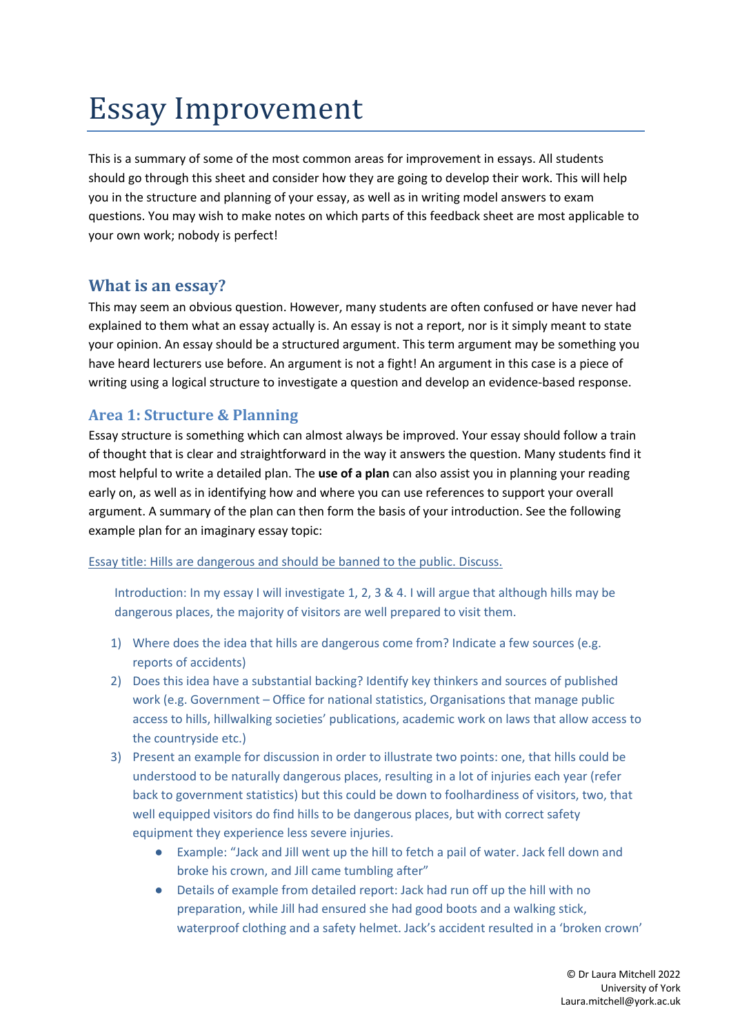# Essay Improvement

This is a summary of some of the most common areas for improvement in essays. All students should go through this sheet and consider how they are going to develop their work. This will help you in the structure and planning of your essay, as well as in writing model answers to exam questions. You may wish to make notes on which parts of this feedback sheet are most applicable to your own work; nobody is perfect!

## What is an essay?

This may seem an obvious question. However, many students are often confused or have never had explained to them what an essay actually is. An essay is not a report, nor is it simply meant to state your opinion. An essay should be a structured argument. This term argument may be something you have heard lecturers use before. An argument is not a fight! An argument in this case is a piece of writing using a logical structure to investigate a question and develop an evidence-based response.

## Area 1: Structure & Planning

Essay structure is something which can almost always be improved. Your essay should follow a train of thought that is clear and straightforward in the way it answers the question. Many students find it most helpful to write a detailed plan. The **use of a plan** can also assist you in planning your reading early on, as well as in identifying how and where you can use references to support your overall argument. A summary of the plan can then form the basis of your introduction. See the following example plan for an imaginary essay topic:

Essay title: Hills are dangerous and should be banned to the public. Discuss.

Introduction: In my essay I will investigate 1, 2, 3 & 4. I will argue that although hills may be dangerous places, the majority of visitors are well prepared to visit them.

1) Where does the idea that hills are dangerous come from? Indicate a few sources (e.g. reports of accidents)
2) Does this idea have a substantial backing? Identify key thinkers and sources of published work (e.g. Government – Office for national statistics, Organisations that manage public access to hills, hillwalking societies' publications, academic work on laws that allow access to the countryside etc.)
3) Present an example for discussion in order to illustrate two points: one, that hills could be understood to be naturally dangerous places, resulting in a lot of injuries each year (refer back to government statistics) but this could be down to foolhardiness of visitors, two, that well equipped visitors do find hills to be dangerous places, but with correct safety equipment they experience less severe injuries.
    - Example: "Jack and Jill went up the hill to fetch a pail of water. Jack fell down and broke his crown, and Jill came tumbling after"
    - Details of example from detailed report: Jack had run off up the hill with no preparation, while Jill had ensured she had good boots and a walking stick, waterproof clothing and a safety helmet. Jack's accident resulted in a 'broken crown'

© Dr Laura Mitchell 2022
University of York
Laura.mitchell@york.ac.uk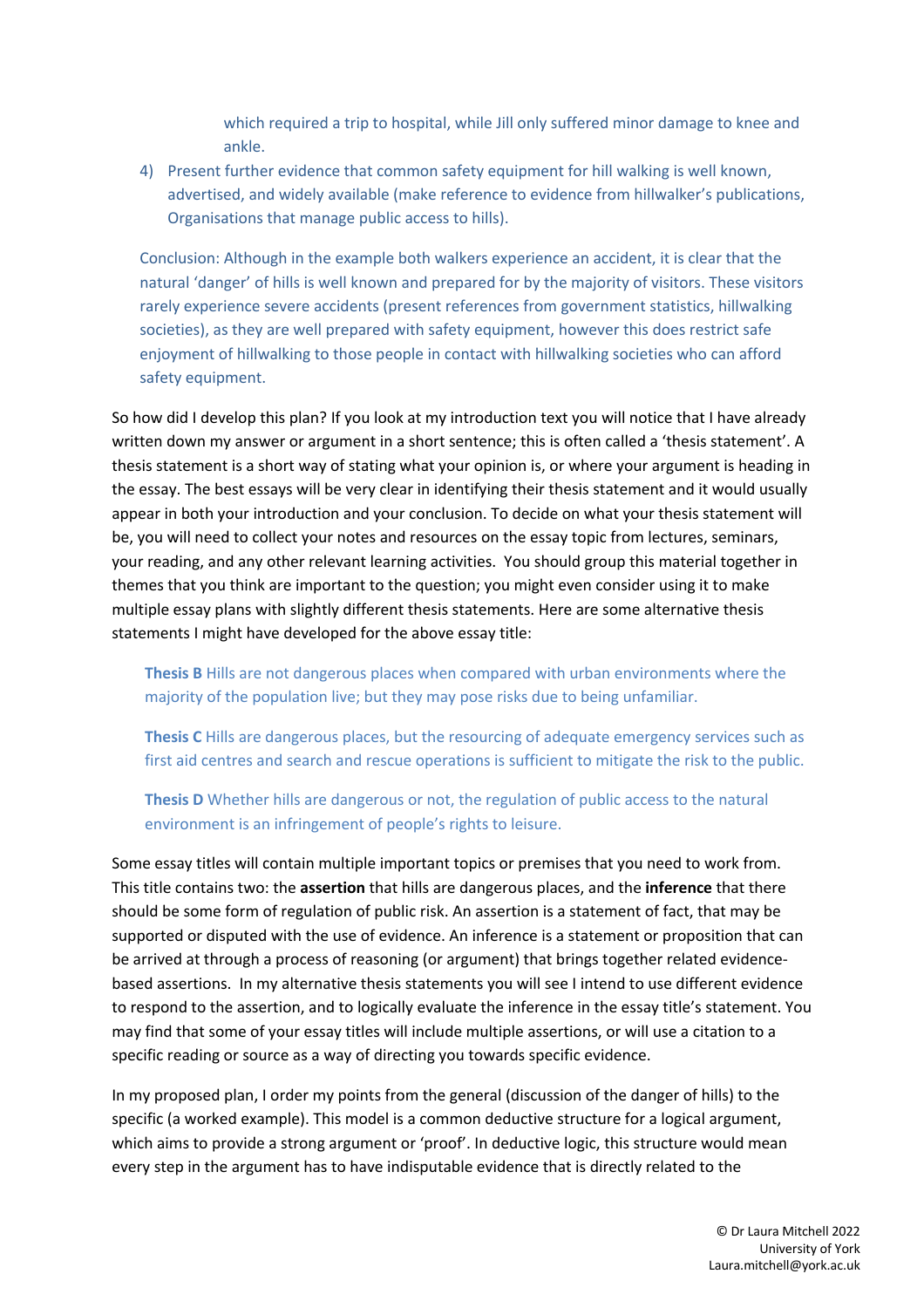which required a trip to hospital, while Jill only suffered minor damage to knee and ankle.

4) Present further evidence that common safety equipment for hill walking is well known, advertised, and widely available (make reference to evidence from hillwalker's publications, Organisations that manage public access to hills).

Conclusion: Although in the example both walkers experience an accident, it is clear that the natural 'danger' of hills is well known and prepared for by the majority of visitors. These visitors rarely experience severe accidents (present references from government statistics, hillwalking societies), as they are well prepared with safety equipment, however this does restrict safe enjoyment of hillwalking to those people in contact with hillwalking societies who can afford safety equipment.

So how did I develop this plan? If you look at my introduction text you will notice that I have already written down my answer or argument in a short sentence; this is often called a 'thesis statement'. A thesis statement is a short way of stating what your opinion is, or where your argument is heading in the essay. The best essays will be very clear in identifying their thesis statement and it would usually appear in both your introduction and your conclusion. To decide on what your thesis statement will be, you will need to collect your notes and resources on the essay topic from lectures, seminars, your reading, and any other relevant learning activities. You should group this material together in themes that you think are important to the question; you might even consider using it to make multiple essay plans with slightly different thesis statements. Here are some alternative thesis statements I might have developed for the above essay title:

**Thesis B** Hills are not dangerous places when compared with urban environments where the majority of the population live; but they may pose risks due to being unfamiliar.

**Thesis C** Hills are dangerous places, but the resourcing of adequate emergency services such as first aid centres and search and rescue operations is sufficient to mitigate the risk to the public.

**Thesis D** Whether hills are dangerous or not, the regulation of public access to the natural environment is an infringement of people's rights to leisure.

Some essay titles will contain multiple important topics or premises that you need to work from. This title contains two: the **assertion** that hills are dangerous places, and the **inference** that there should be some form of regulation of public risk. An assertion is a statement of fact, that may be supported or disputed with the use of evidence. An inference is a statement or proposition that can be arrived at through a process of reasoning (or argument) that brings together related evidence-based assertions. In my alternative thesis statements you will see I intend to use different evidence to respond to the assertion, and to logically evaluate the inference in the essay title's statement. You may find that some of your essay titles will include multiple assertions, or will use a citation to a specific reading or source as a way of directing you towards specific evidence.

In my proposed plan, I order my points from the general (discussion of the danger of hills) to the specific (a worked example). This model is a common deductive structure for a logical argument, which aims to provide a strong argument or 'proof'. In deductive logic, this structure would mean every step in the argument has to have indisputable evidence that is directly related to the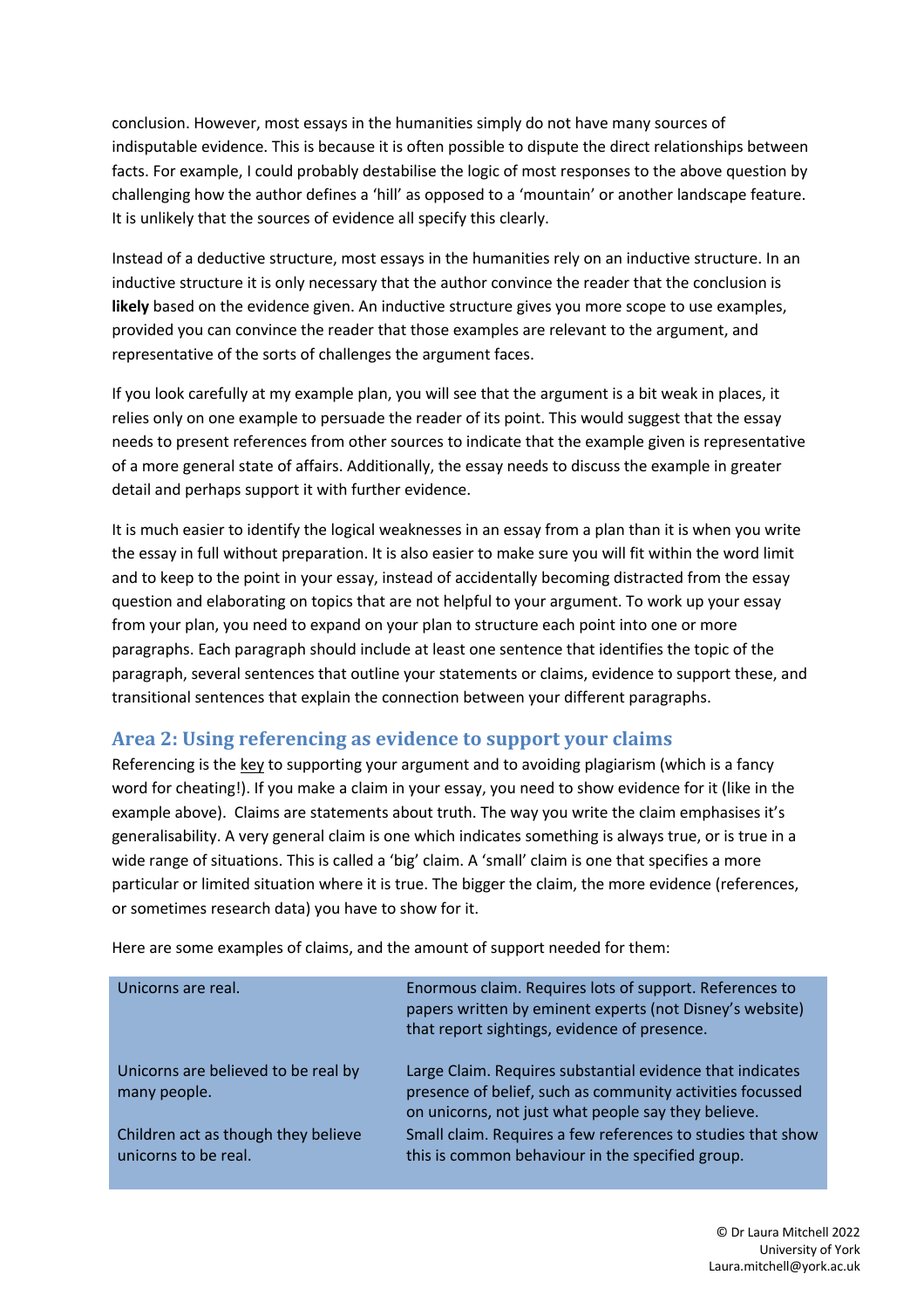conclusion. However, most essays in the humanities simply do not have many sources of indisputable evidence. This is because it is often possible to dispute the direct relationships between facts. For example, I could probably destabilise the logic of most responses to the above question by challenging how the author defines a 'hill' as opposed to a 'mountain' or another landscape feature. It is unlikely that the sources of evidence all specify this clearly.

Instead of a deductive structure, most essays in the humanities rely on an inductive structure. In an inductive structure it is only necessary that the author convince the reader that the conclusion is **likely** based on the evidence given. An inductive structure gives you more scope to use examples, provided you can convince the reader that those examples are relevant to the argument, and representative of the sorts of challenges the argument faces.

If you look carefully at my example plan, you will see that the argument is a bit weak in places, it relies only on one example to persuade the reader of its point. This would suggest that the essay needs to present references from other sources to indicate that the example given is representative of a more general state of affairs. Additionally, the essay needs to discuss the example in greater detail and perhaps support it with further evidence.

It is much easier to identify the logical weaknesses in an essay from a plan than it is when you write the essay in full without preparation. It is also easier to make sure you will fit within the word limit and to keep to the point in your essay, instead of accidentally becoming distracted from the essay question and elaborating on topics that are not helpful to your argument. To work up your essay from your plan, you need to expand on your plan to structure each point into one or more paragraphs. Each paragraph should include at least one sentence that identifies the topic of the paragraph, several sentences that outline your statements or claims, evidence to support these, and transitional sentences that explain the connection between your different paragraphs.

## Area 2: Using referencing as evidence to support your claims

Referencing is the key to supporting your argument and to avoiding plagiarism (which is a fancy word for cheating!). If you make a claim in your essay, you need to show evidence for it (like in the example above). Claims are statements about truth. The way you write the claim emphasises it's generalisability. A very general claim is one which indicates something is always true, or is true in a wide range of situations. This is called a 'big' claim. A 'small' claim is one that specifies a more particular or limited situation where it is true. The bigger the claim, the more evidence (references, or sometimes research data) you have to show for it.

Here are some examples of claims, and the amount of support needed for them:

| Claim | Support needed |
|---|---|
| Unicorns are real. | Enormous claim. Requires lots of support. References to papers written by eminent experts (not Disney's website) that report sightings, evidence of presence. |
| Unicorns are believed to be real by many people. | Large Claim. Requires substantial evidence that indicates presence of belief, such as community activities focussed on unicorns, not just what people say they believe. |
| Children act as though they believe unicorns to be real. | Small claim. Requires a few references to studies that show this is common behaviour in the specified group. |

© Dr Laura Mitchell 2022
University of York
Laura.mitchell@york.ac.uk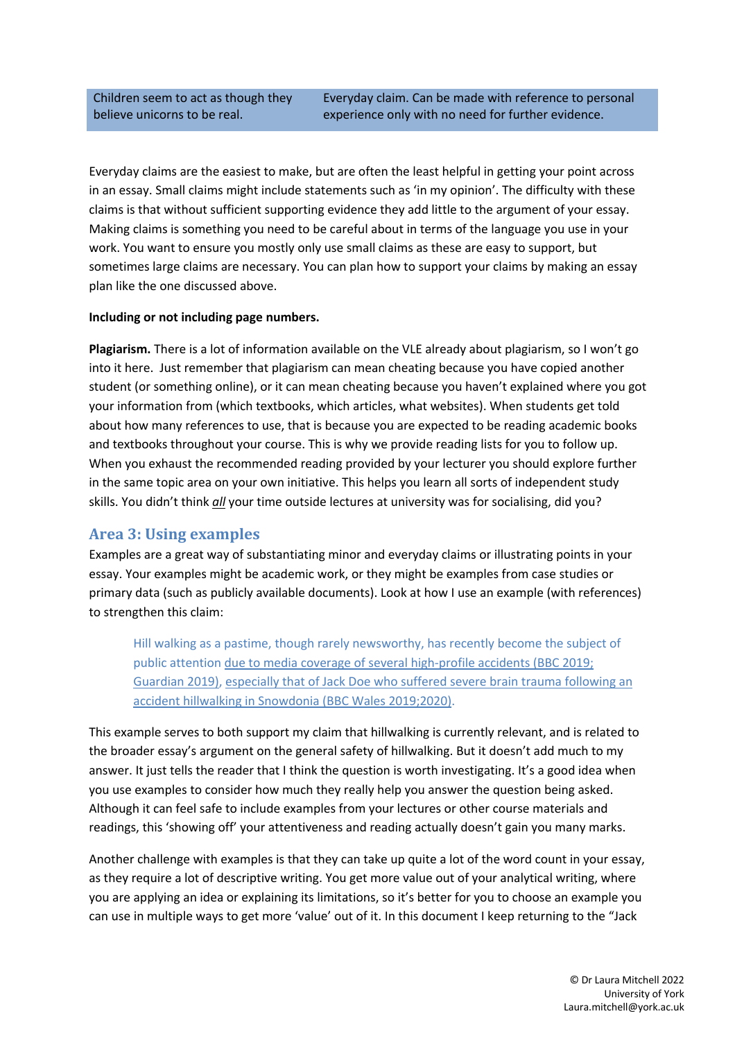| Children seem to act as though they believe unicorns to be real. | Everyday claim. Can be made with reference to personal experience only with no need for further evidence. |
|---|---|

Everyday claims are the easiest to make, but are often the least helpful in getting your point across in an essay. Small claims might include statements such as 'in my opinion'. The difficulty with these claims is that without sufficient supporting evidence they add little to the argument of your essay. Making claims is something you need to be careful about in terms of the language you use in your work. You want to ensure you mostly only use small claims as these are easy to support, but sometimes large claims are necessary. You can plan how to support your claims by making an essay plan like the one discussed above.

**Including or not including page numbers.**

**Plagiarism.** There is a lot of information available on the VLE already about plagiarism, so I won't go into it here. Just remember that plagiarism can mean cheating because you have copied another student (or something online), or it can mean cheating because you haven't explained where you got your information from (which textbooks, which articles, what websites). When students get told about how many references to use, that is because you are expected to be reading academic books and textbooks throughout your course. This is why we provide reading lists for you to follow up. When you exhaust the recommended reading provided by your lecturer you should explore further in the same topic area on your own initiative. This helps you learn all sorts of independent study skills. You didn't think ***all*** your time outside lectures at university was for socialising, did you?

## Area 3: Using examples

Examples are a great way of substantiating minor and everyday claims or illustrating points in your essay. Your examples might be academic work, or they might be examples from case studies or primary data (such as publicly available documents). Look at how I use an example (with references) to strengthen this claim:

> Hill walking as a pastime, though rarely newsworthy, has recently become the subject of public attention due to media coverage of several high-profile accidents (BBC 2019; Guardian 2019), especially that of Jack Doe who suffered severe brain trauma following an accident hillwalking in Snowdonia (BBC Wales 2019;2020).

This example serves to both support my claim that hillwalking is currently relevant, and is related to the broader essay's argument on the general safety of hillwalking. But it doesn't add much to my answer. It just tells the reader that I think the question is worth investigating. It's a good idea when you use examples to consider how much they really help you answer the question being asked. Although it can feel safe to include examples from your lectures or other course materials and readings, this 'showing off' your attentiveness and reading actually doesn't gain you many marks.

Another challenge with examples is that they can take up quite a lot of the word count in your essay, as they require a lot of descriptive writing. You get more value out of your analytical writing, where you are applying an idea or explaining its limitations, so it's better for you to choose an example you can use in multiple ways to get more 'value' out of it. In this document I keep returning to the "Jack

© Dr Laura Mitchell 2022
University of York
Laura.mitchell@york.ac.uk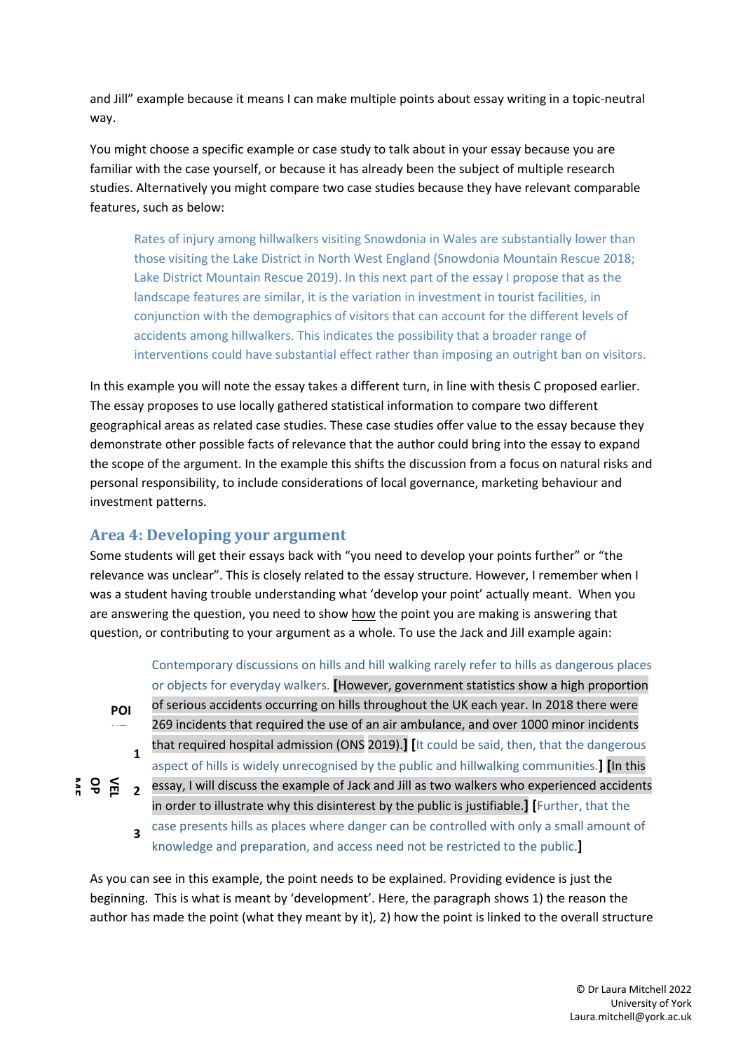and Jill" example because it means I can make multiple points about essay writing in a topic-neutral way.

You might choose a specific example or case study to talk about in your essay because you are familiar with the case yourself, or because it has already been the subject of multiple research studies. Alternatively you might compare two case studies because they have relevant comparable features, such as below:

> Rates of injury among hillwalkers visiting Snowdonia in Wales are substantially lower than those visiting the Lake District in North West England (Snowdonia Mountain Rescue 2018; Lake District Mountain Rescue 2019). In this next part of the essay I propose that as the landscape features are similar, it is the variation in investment in tourist facilities, in conjunction with the demographics of visitors that can account for the different levels of accidents among hillwalkers. This indicates the possibility that a broader range of interventions could have substantial effect rather than imposing an outright ban on visitors.

In this example you will note the essay takes a different turn, in line with thesis C proposed earlier. The essay proposes to use locally gathered statistical information to compare two different geographical areas as related case studies. These case studies offer value to the essay because they demonstrate other possible facts of relevance that the author could bring into the essay to expand the scope of the argument. In the example this shifts the discussion from a focus on natural risks and personal responsibility, to include considerations of local governance, marketing behaviour and investment patterns.

## Area 4: Developing your argument

Some students will get their essays back with "you need to develop your points further" or "the relevance was unclear". This is closely related to the essay structure. However, I remember when I was a student having trouble understanding what 'develop your point' actually meant. When you are answering the question, you need to show how the point you are making is answering that question, or contributing to your argument as a whole. To use the Jack and Jill example again:

> **POINT**
>
> Contemporary discussions on hills and hill walking rarely refer to hills as dangerous places or objects for everyday walkers. **[**However, government statistics show a high proportion of serious accidents occurring on hills throughout the UK each year. In 2018 there were 269 incidents that required the use of an air ambulance, and over 1000 minor incidents that required hospital admission (ONS 2019).**]**
>
> **DEVELOPMENT**
>
> **1** **[**It could be said, then, that the dangerous aspect of hills is widely unrecognised by the public and hillwalking communities.**]** **2** **[**In this essay, I will discuss the example of Jack and Jill as two walkers who experienced accidents in order to illustrate why this disinterest by the public is justifiable.**]** **3** **[**Further, that the case presents hills as places where danger can be controlled with only a small amount of knowledge and preparation, and access need not be restricted to the public.**]**

As you can see in this example, the point needs to be explained. Providing evidence is just the beginning. This is what is meant by 'development'. Here, the paragraph shows 1) the reason the author has made the point (what they meant by it), 2) how the point is linked to the overall structure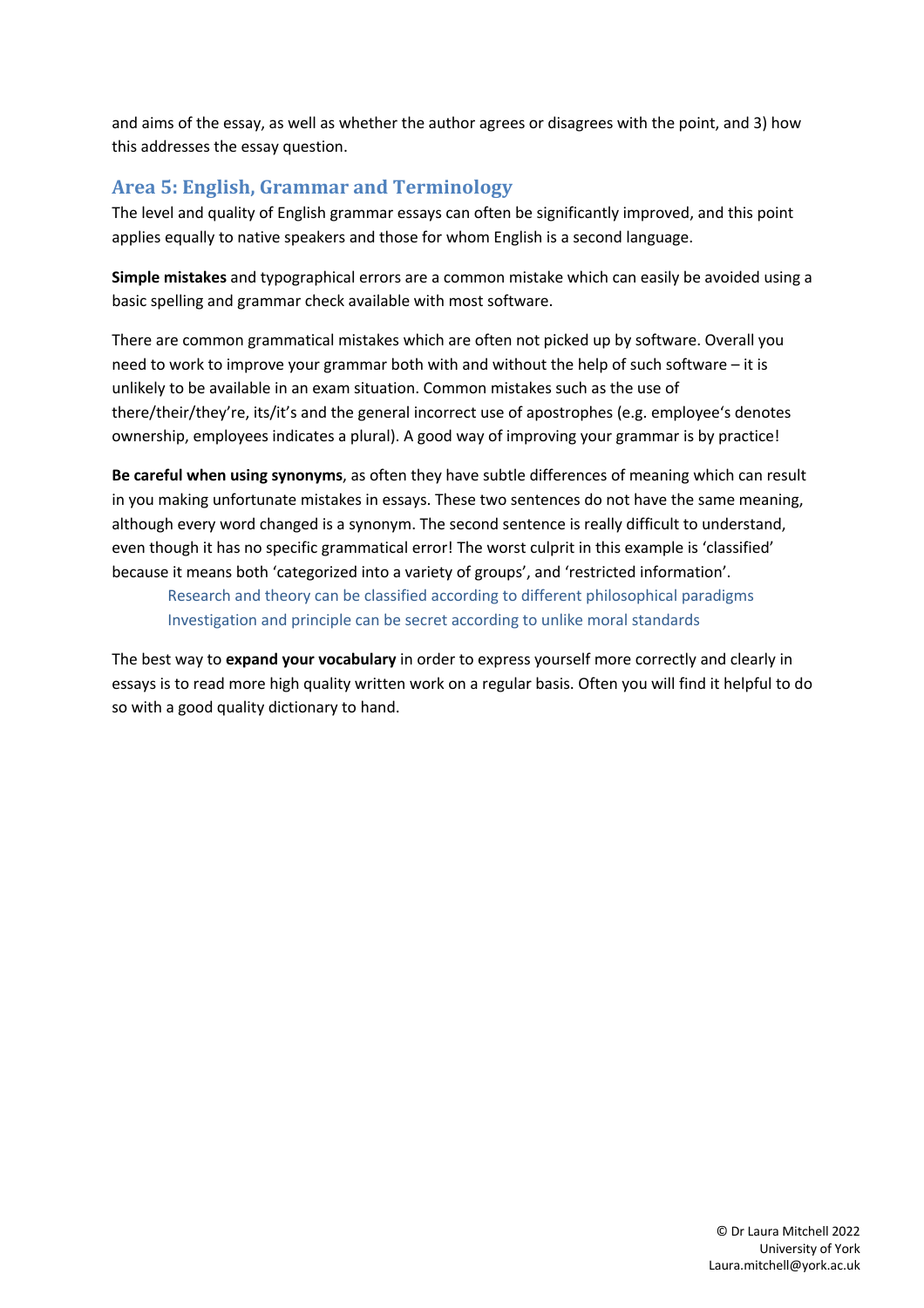and aims of the essay, as well as whether the author agrees or disagrees with the point, and 3) how this addresses the essay question.

## Area 5: English, Grammar and Terminology

The level and quality of English grammar essays can often be significantly improved, and this point applies equally to native speakers and those for whom English is a second language.

**Simple mistakes** and typographical errors are a common mistake which can easily be avoided using a basic spelling and grammar check available with most software.

There are common grammatical mistakes which are often not picked up by software. Overall you need to work to improve your grammar both with and without the help of such software – it is unlikely to be available in an exam situation. Common mistakes such as the use of there/their/they're, its/it's and the general incorrect use of apostrophes (e.g. employee's denotes ownership, employees indicates a plural). A good way of improving your grammar is by practice!

**Be careful when using synonyms**, as often they have subtle differences of meaning which can result in you making unfortunate mistakes in essays. These two sentences do not have the same meaning, although every word changed is a synonym. The second sentence is really difficult to understand, even though it has no specific grammatical error! The worst culprit in this example is 'classified' because it means both 'categorized into a variety of groups', and 'restricted information'.

> Research and theory can be classified according to different philosophical paradigms
> Investigation and principle can be secret according to unlike moral standards

The best way to **expand your vocabulary** in order to express yourself more correctly and clearly in essays is to read more high quality written work on a regular basis. Often you will find it helpful to do so with a good quality dictionary to hand.

© Dr Laura Mitchell 2022
University of York
Laura.mitchell@york.ac.uk